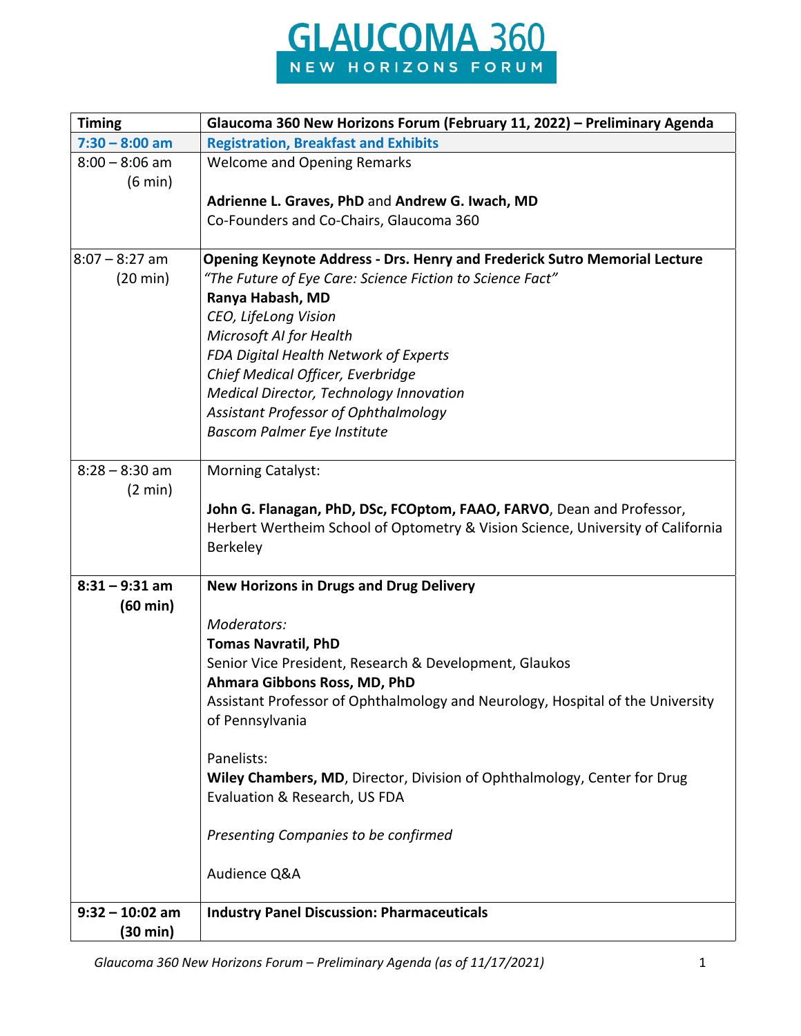# GLAUCOMA 360
## NEW HORIZONS FORUM

| Timing | Glaucoma 360 New Horizons Forum (February 11, 2022) – Preliminary Agenda |
|---|---|
| **7:30 – 8:00 am** | **Registration, Breakfast and Exhibits** |
| 8:00 – 8:06 am (6 min) | Welcome and Opening Remarks<br><br>**Adrienne L. Graves, PhD** and **Andrew G. Iwach, MD**<br>Co-Founders and Co-Chairs, Glaucoma 360 |
| 8:07 – 8:27 am (20 min) | **Opening Keynote Address - Drs. Henry and Frederick Sutro Memorial Lecture**<br>*"The Future of Eye Care: Science Fiction to Science Fact"*<br>**Ranya Habash, MD**<br>*CEO, LifeLong Vision*<br>*Microsoft AI for Health*<br>*FDA Digital Health Network of Experts*<br>*Chief Medical Officer, Everbridge*<br>*Medical Director, Technology Innovation*<br>*Assistant Professor of Ophthalmology*<br>*Bascom Palmer Eye Institute* |
| 8:28 – 8:30 am (2 min) | Morning Catalyst:<br><br>**John G. Flanagan, PhD, DSc, FCOptom, FAAO, FARVO**, Dean and Professor, Herbert Wertheim School of Optometry & Vision Science, University of California Berkeley |
| **8:31 – 9:31 am (60 min)** | **New Horizons in Drugs and Drug Delivery**<br><br>*Moderators:*<br>**Tomas Navratil, PhD**<br>Senior Vice President, Research & Development, Glaukos<br>**Ahmara Gibbons Ross, MD, PhD**<br>Assistant Professor of Ophthalmology and Neurology, Hospital of the University of Pennsylvania<br><br>Panelists:<br>**Wiley Chambers, MD**, Director, Division of Ophthalmology, Center for Drug Evaluation & Research, US FDA<br><br>*Presenting Companies to be confirmed*<br><br>Audience Q&A |
| **9:32 – 10:02 am (30 min)** | **Industry Panel Discussion: Pharmaceuticals** |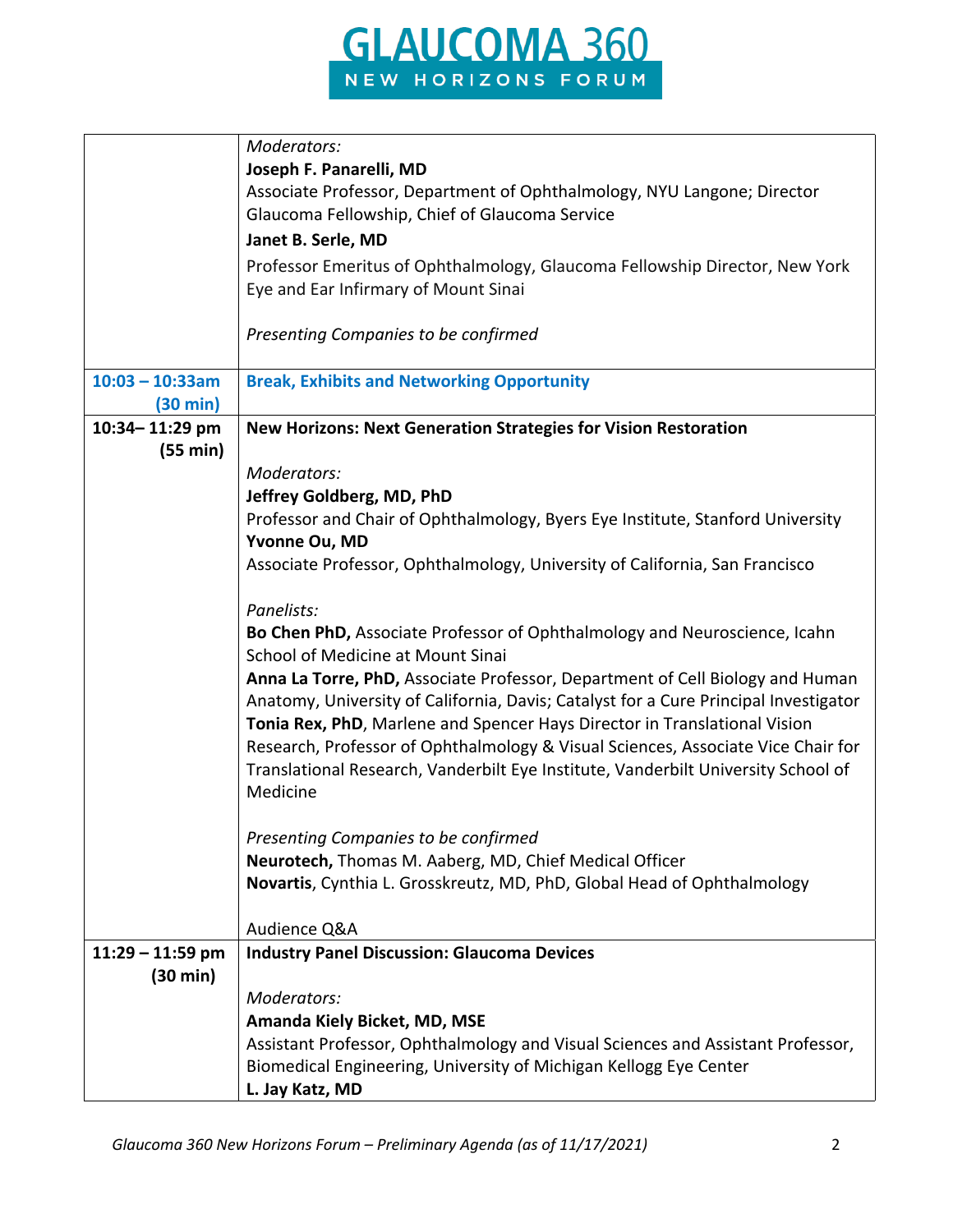| | |
|---|---|
| | *Moderators:*<br>**Joseph F. Panarelli, MD**<br>Associate Professor, Department of Ophthalmology, NYU Langone; Director Glaucoma Fellowship, Chief of Glaucoma Service<br>**Janet B. Serle, MD**<br>Professor Emeritus of Ophthalmology, Glaucoma Fellowship Director, New York Eye and Ear Infirmary of Mount Sinai<br><br>*Presenting Companies to be confirmed* |
| **10:03 – 10:33am (30 min)** | **Break, Exhibits and Networking Opportunity** |
| **10:34– 11:29 pm (55 min)** | **New Horizons: Next Generation Strategies for Vision Restoration**<br><br>*Moderators:*<br>**Jeffrey Goldberg, MD, PhD**<br>Professor and Chair of Ophthalmology, Byers Eye Institute, Stanford University<br>**Yvonne Ou, MD**<br>Associate Professor, Ophthalmology, University of California, San Francisco<br><br>*Panelists:*<br>**Bo Chen PhD,** Associate Professor of Ophthalmology and Neuroscience, Icahn School of Medicine at Mount Sinai<br>**Anna La Torre, PhD,** Associate Professor, Department of Cell Biology and Human Anatomy, University of California, Davis; Catalyst for a Cure Principal Investigator<br>**Tonia Rex, PhD**, Marlene and Spencer Hays Director in Translational Vision Research, Professor of Ophthalmology & Visual Sciences, Associate Vice Chair for Translational Research, Vanderbilt Eye Institute, Vanderbilt University School of Medicine<br><br>*Presenting Companies to be confirmed*<br>**Neurotech,** Thomas M. Aaberg, MD, Chief Medical Officer<br>**Novartis**, Cynthia L. Grosskreutz, MD, PhD, Global Head of Ophthalmology<br><br>Audience Q&A |
| **11:29 – 11:59 pm (30 min)** | **Industry Panel Discussion: Glaucoma Devices**<br><br>*Moderators:*<br>**Amanda Kiely Bicket, MD, MSE**<br>Assistant Professor, Ophthalmology and Visual Sciences and Assistant Professor, Biomedical Engineering, University of Michigan Kellogg Eye Center<br>**L. Jay Katz, MD** |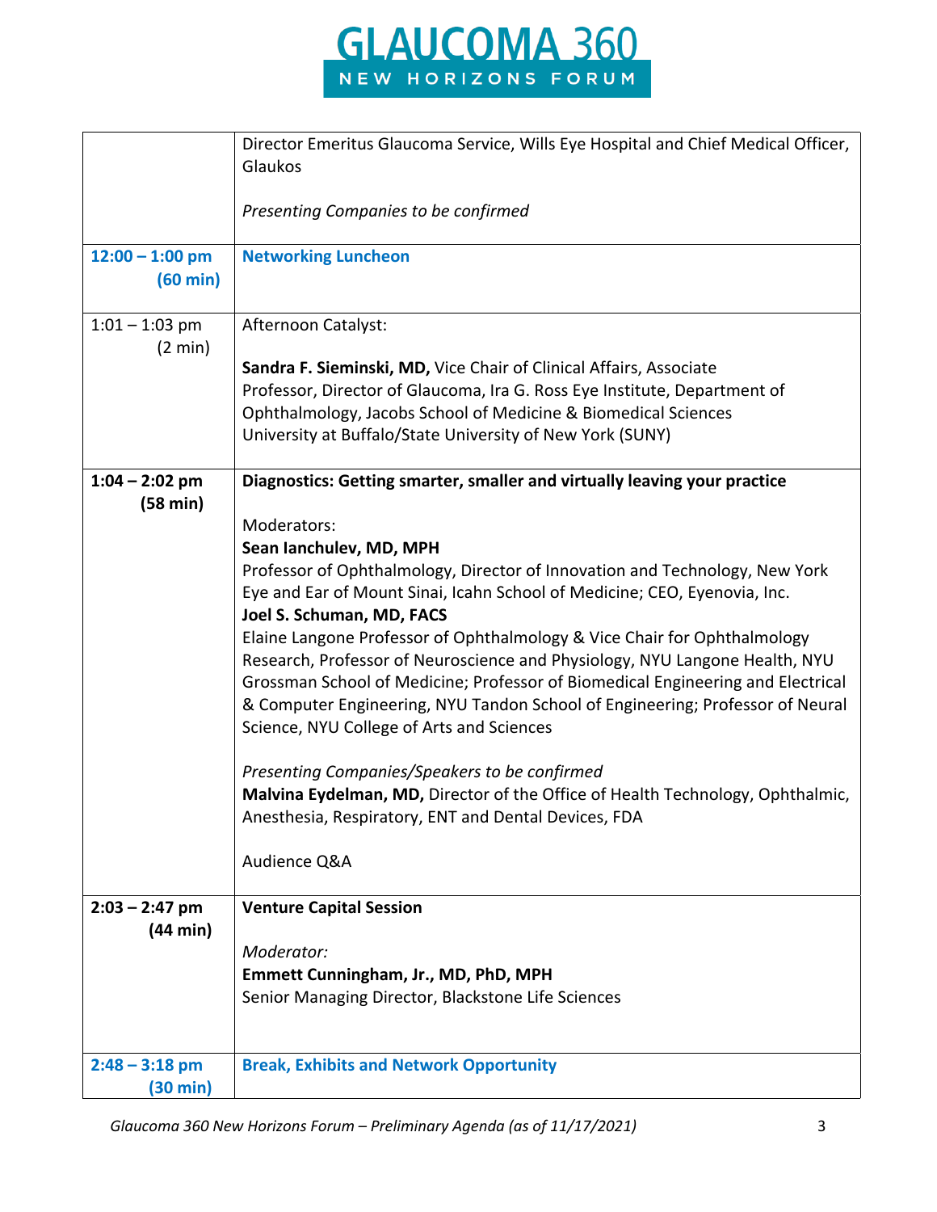| | |
|---|---|
| | Director Emeritus Glaucoma Service, Wills Eye Hospital and Chief Medical Officer, Glaukos<br><br>*Presenting Companies to be confirmed* |
| **12:00 – 1:00 pm (60 min)** | **Networking Luncheon** |
| 1:01 – 1:03 pm (2 min) | Afternoon Catalyst:<br><br>**Sandra F. Sieminski, MD,** Vice Chair of Clinical Affairs, Associate Professor, Director of Glaucoma, Ira G. Ross Eye Institute, Department of Ophthalmology, Jacobs School of Medicine & Biomedical Sciences University at Buffalo/State University of New York (SUNY) |
| **1:04 – 2:02 pm (58 min)** | **Diagnostics: Getting smarter, smaller and virtually leaving your practice**<br><br>Moderators:<br>**Sean Ianchulev, MD, MPH**<br>Professor of Ophthalmology, Director of Innovation and Technology, New York Eye and Ear of Mount Sinai, Icahn School of Medicine; CEO, Eyenovia, Inc.<br>**Joel S. Schuman, MD, FACS**<br>Elaine Langone Professor of Ophthalmology & Vice Chair for Ophthalmology Research, Professor of Neuroscience and Physiology, NYU Langone Health, NYU Grossman School of Medicine; Professor of Biomedical Engineering and Electrical & Computer Engineering, NYU Tandon School of Engineering; Professor of Neural Science, NYU College of Arts and Sciences<br><br>*Presenting Companies/Speakers to be confirmed*<br>**Malvina Eydelman, MD,** Director of the Office of Health Technology, Ophthalmic, Anesthesia, Respiratory, ENT and Dental Devices, FDA<br><br>Audience Q&A |
| **2:03 – 2:47 pm (44 min)** | **Venture Capital Session**<br><br>*Moderator:*<br>**Emmett Cunningham, Jr., MD, PhD, MPH**<br>Senior Managing Director, Blackstone Life Sciences |
| **2:48 – 3:18 pm (30 min)** | **Break, Exhibits and Network Opportunity** |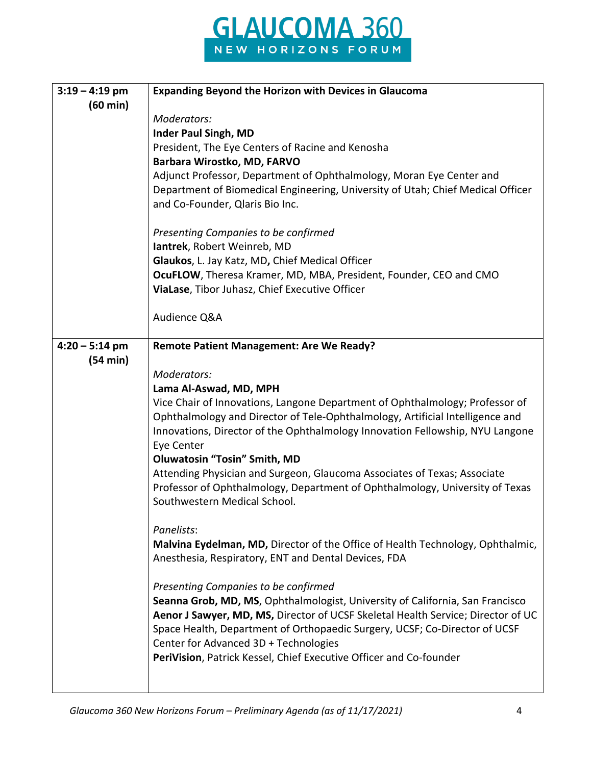| | |
|---|---|
| **3:19 – 4:19 pm (60 min)** | **Expanding Beyond the Horizon with Devices in Glaucoma**<br><br>*Moderators:*<br>**Inder Paul Singh, MD**<br>President, The Eye Centers of Racine and Kenosha<br>**Barbara Wirostko, MD, FARVO**<br>Adjunct Professor, Department of Ophthalmology, Moran Eye Center and Department of Biomedical Engineering, University of Utah; Chief Medical Officer and Co-Founder, Qlaris Bio Inc.<br><br>*Presenting Companies to be confirmed*<br>**Iantrek**, Robert Weinreb, MD<br>**Glaukos**, L. Jay Katz, MD**,** Chief Medical Officer<br>**OcuFLOW**, Theresa Kramer, MD, MBA, President, Founder, CEO and CMO<br>**ViaLase**, Tibor Juhasz, Chief Executive Officer<br><br>Audience Q&A |
| **4:20 – 5:14 pm (54 min)** | **Remote Patient Management: Are We Ready?**<br><br>*Moderators:*<br>**Lama Al-Aswad, MD, MPH**<br>Vice Chair of Innovations, Langone Department of Ophthalmology; Professor of Ophthalmology and Director of Tele-Ophthalmology, Artificial Intelligence and Innovations, Director of the Ophthalmology Innovation Fellowship, NYU Langone Eye Center<br>**Oluwatosin "Tosin" Smith, MD**<br>Attending Physician and Surgeon, Glaucoma Associates of Texas; Associate Professor of Ophthalmology, Department of Ophthalmology, University of Texas Southwestern Medical School.<br><br>*Panelists*:<br>**Malvina Eydelman, MD,** Director of the Office of Health Technology, Ophthalmic, Anesthesia, Respiratory, ENT and Dental Devices, FDA<br><br>*Presenting Companies to be confirmed*<br>**Seanna Grob, MD, MS**, Ophthalmologist, University of California, San Francisco<br>**Aenor J Sawyer, MD, MS,** Director of UCSF Skeletal Health Service; Director of UC Space Health, Department of Orthopaedic Surgery, UCSF; Co-Director of UCSF Center for Advanced 3D + Technologies<br>**PeriVision**, Patrick Kessel, Chief Executive Officer and Co-founder |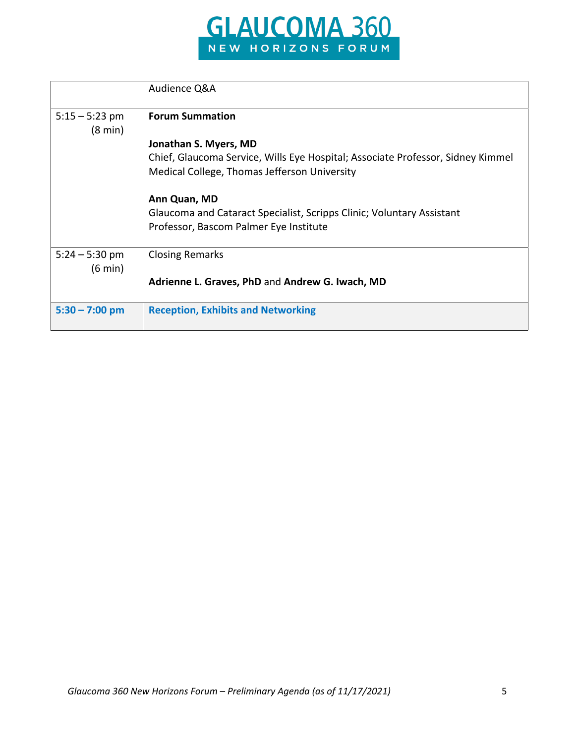| | |
|---|---|
| | Audience Q&A |
| 5:15 – 5:23 pm (8 min) | **Forum Summation**<br><br>**Jonathan S. Myers, MD**<br>Chief, Glaucoma Service, Wills Eye Hospital; Associate Professor, Sidney Kimmel Medical College, Thomas Jefferson University<br><br>**Ann Quan, MD**<br>Glaucoma and Cataract Specialist, Scripps Clinic; Voluntary Assistant Professor, Bascom Palmer Eye Institute |
| 5:24 – 5:30 pm (6 min) | Closing Remarks<br><br>**Adrienne L. Graves, PhD** and **Andrew G. Iwach, MD** |
| **5:30 – 7:00 pm** | **Reception, Exhibits and Networking** |